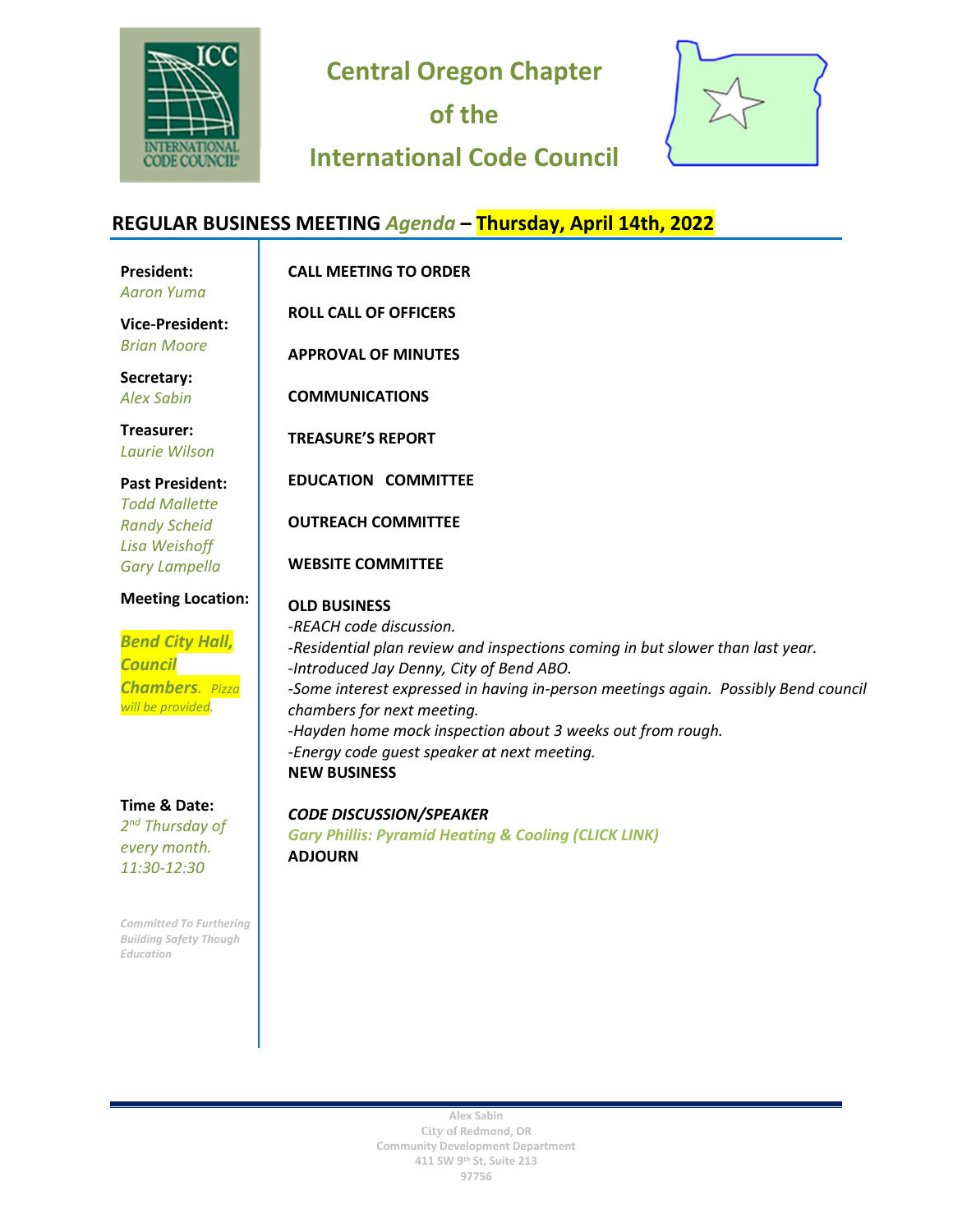# Central Oregon Chapter of the International Code Council

## REGULAR BUSINESS MEETING *Agenda* – Thursday, April 14th, 2022

**President:**
*Aaron Yuma*

**Vice-President:**
*Brian Moore*

**Secretary:**
*Alex Sabin*

**Treasurer:**
*Laurie Wilson*

**Past President:**
*Todd Mallette*
*Randy Scheid*
*Lisa Weishoff*
*Gary Lampella*

**Meeting Location:**

***Bend City Hall, Council Chambers****. Pizza will be provided.*

**Time & Date:**
*2nd Thursday of every month. 11:30-12:30*

*Committed To Furthering Building Safety Though Education*

**CALL MEETING TO ORDER**

**ROLL CALL OF OFFICERS**

**APPROVAL OF MINUTES**

**COMMUNICATIONS**

**TREASURE'S REPORT**

**EDUCATION COMMITTEE**

**OUTREACH COMMITTEE**

**WEBSITE COMMITTEE**

**OLD BUSINESS**

*-REACH code discussion.*
*-Residential plan review and inspections coming in but slower than last year.*
*-Introduced Jay Denny, City of Bend ABO.*
*-Some interest expressed in having in-person meetings again. Possibly Bend council chambers for next meeting.*
*-Hayden home mock inspection about 3 weeks out from rough.*
*-Energy code guest speaker at next meeting.*

**NEW BUSINESS**

***CODE DISCUSSION/SPEAKER***

***Gary Phillis: Pyramid Heating & Cooling (CLICK LINK)***

**ADJOURN**

Alex Sabin
City of Redmond, OR
Community Development Department
411 SW 9th St, Suite 213
97756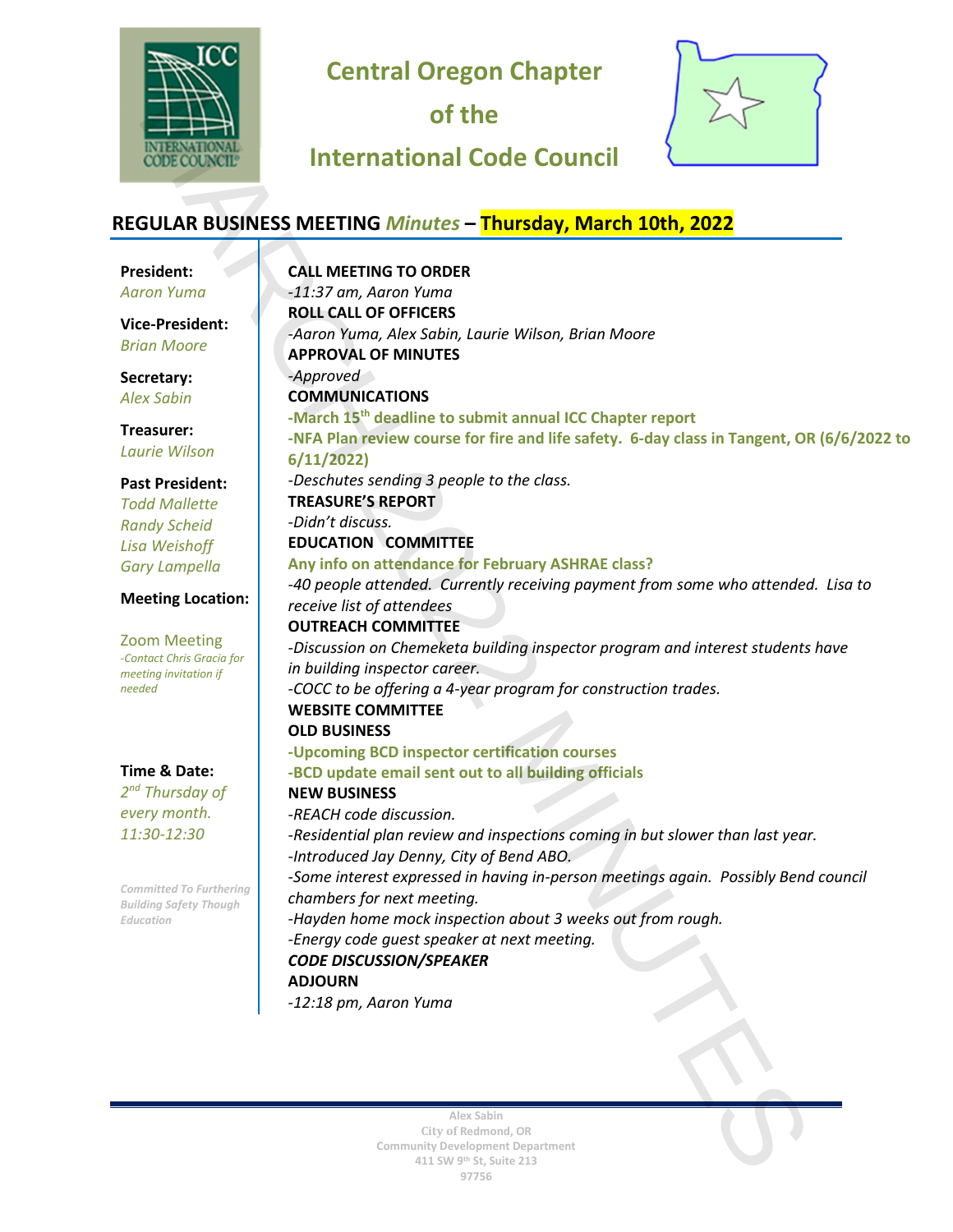# Central Oregon Chapter of the International Code Council

## REGULAR BUSINESS MEETING *Minutes* – Thursday, March 10th, 2022

**President:**
*Aaron Yuma*

**Vice-President:**
*Brian Moore*

**Secretary:**
*Alex Sabin*

**Treasurer:**
*Laurie Wilson*

**Past President:**
*Todd Mallette*
*Randy Scheid*
*Lisa Weishoff*
*Gary Lampella*

**Meeting Location:**

Zoom Meeting
*-Contact Chris Gracia for meeting invitation if needed*

**Time & Date:**
*2nd Thursday of every month. 11:30-12:30*

*Committed To Furthering Building Safety Though Education*

**CALL MEETING TO ORDER**
*-11:37 am, Aaron Yuma*

**ROLL CALL OF OFFICERS**
*-Aaron Yuma, Alex Sabin, Laurie Wilson, Brian Moore*

**APPROVAL OF MINUTES**
*-Approved*

**COMMUNICATIONS**
**-March 15th deadline to submit annual ICC Chapter report**
**-NFA Plan review course for fire and life safety. 6-day class in Tangent, OR (6/6/2022 to 6/11/2022)**
*-Deschutes sending 3 people to the class.*

**TREASURE'S REPORT**
*-Didn't discuss.*

**EDUCATION COMMITTEE**
**Any info on attendance for February ASHRAE class?**
*-40 people attended. Currently receiving payment from some who attended. Lisa to receive list of attendees*

**OUTREACH COMMITTEE**
*-Discussion on Chemeketa building inspector program and interest students have in building inspector career.*
*-COCC to be offering a 4-year program for construction trades.*

**WEBSITE COMMITTEE**

**OLD BUSINESS**
**-Upcoming BCD inspector certification courses**
**-BCD update email sent out to all building officials**

**NEW BUSINESS**
*-REACH code discussion.*
*-Residential plan review and inspections coming in but slower than last year.*
*-Introduced Jay Denny, City of Bend ABO.*
*-Some interest expressed in having in-person meetings again. Possibly Bend council chambers for next meeting.*
*-Hayden home mock inspection about 3 weeks out from rough.*
*-Energy code guest speaker at next meeting.*

***CODE DISCUSSION/SPEAKER***

**ADJOURN**
*-12:18 pm, Aaron Yuma*

Alex Sabin
City of Redmond, OR
Community Development Department
411 SW 9th St, Suite 213
97756